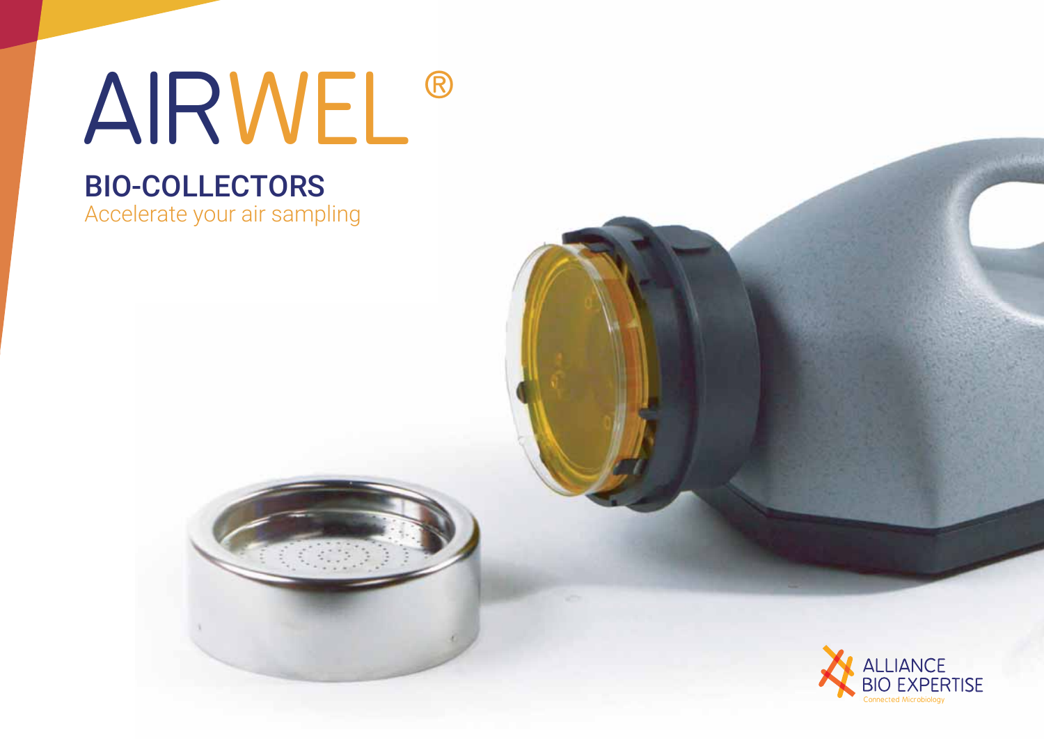# AIRWEL®

## BIO-COLLECTORS

Accelerate your air sampling

ALLIANCE BIO EXPERTISE

Connected Microbiology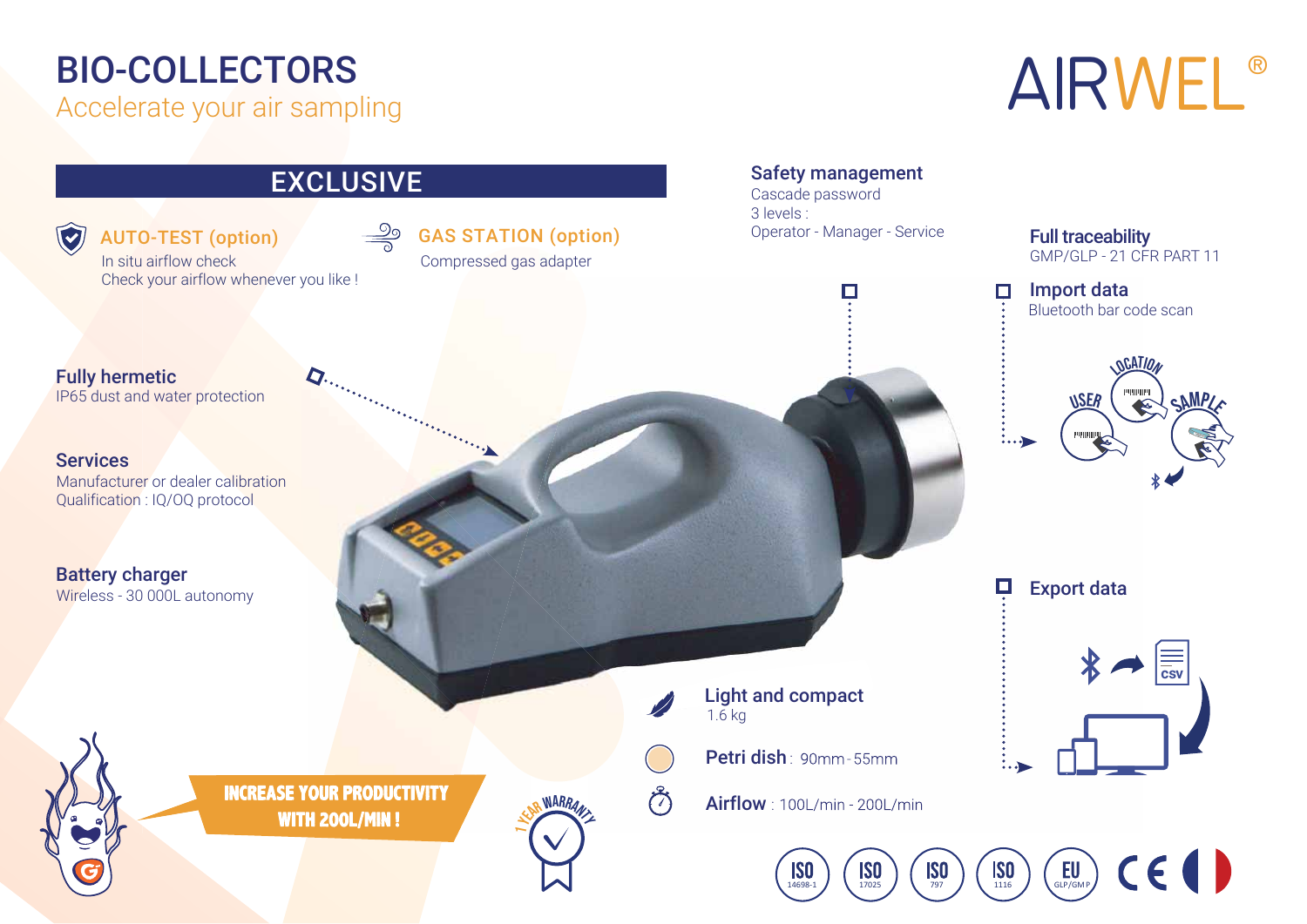# BIO-COLLECTORS

Accelerate your air sampling

AIRWEL®

## EXCLUSIVE

**AUTO-TEST (option)**
In situ airflow check
Check your airflow whenever you like !

**GAS STATION (option)**
Compressed gas adapter

**Safety management**
Cascade password
3 levels :
Operator - Manager - Service

**Full traceability**
GMP/GLP - 21 CFR PART 11

**Import data**
Bluetooth bar code scan

LOCATION
USER
SAMPLE

**Fully hermetic**
IP65 dust and water protection

**Services**
Manufacturer or dealer calibration
Qualification : IQ/OQ protocol

**Battery charger**
Wireless - 30 000L autonomy

**Export data**

CSV

**Light and compact**
1.6 kg

**Petri dish** : 90mm - 55mm

**Airflow** : 100L/min - 200L/min

**INCREASE YOUR PRODUCTIVITY WITH 200L/MIN !**

1 YEAR WARRANTY

ISO 14698-1 | ISO 17025 | ISO 797 | ISO 1116 | EU GLP/GMP | CE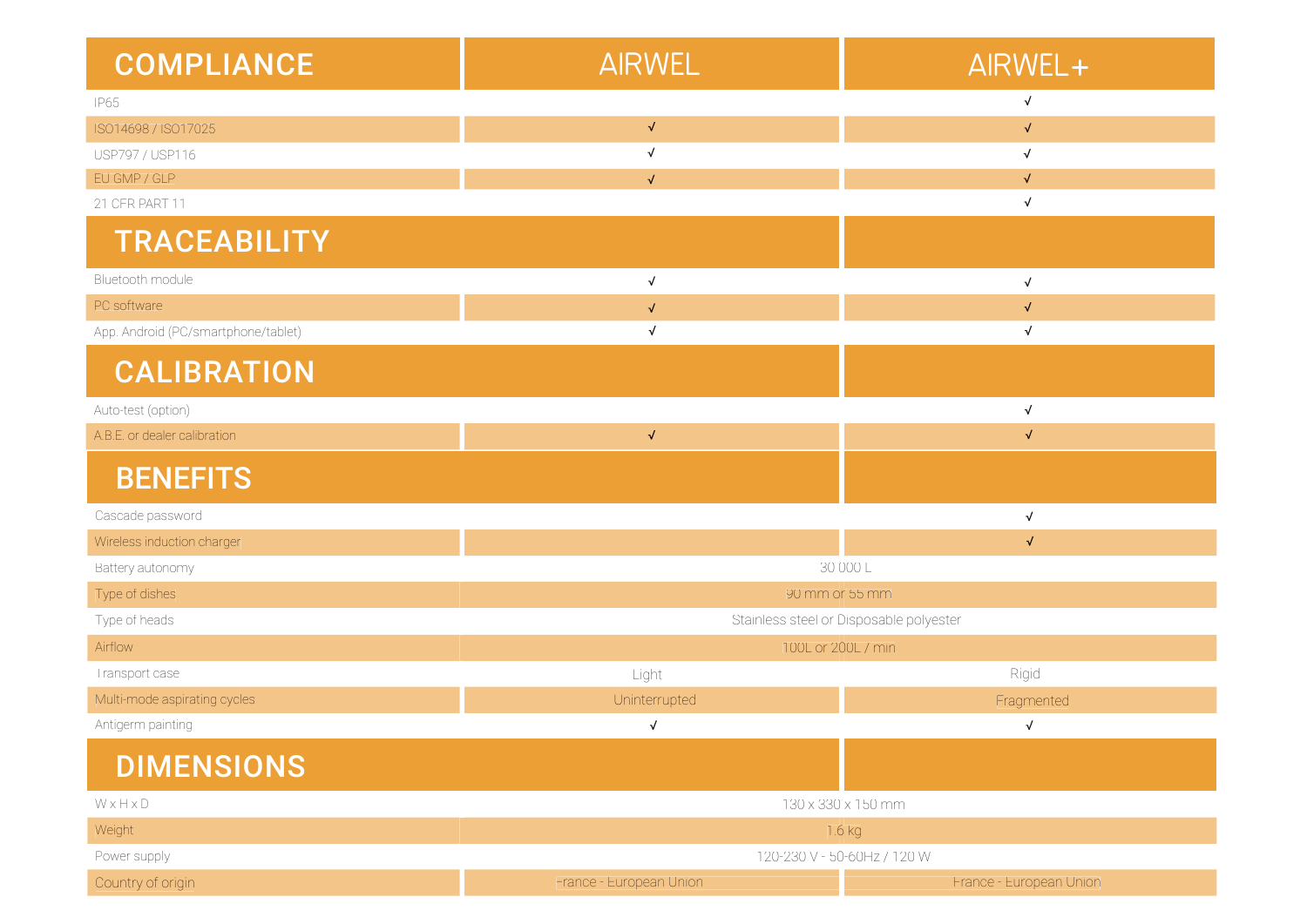| COMPLIANCE | AIRWEL | AIRWEL+ |
|---|---|---|
| IP65 | | √ |
| ISO14698 / ISO17025 | √ | √ |
| USP797 / USP116 | √ | √ |
| EU GMP / GLP | √ | √ |
| 21 CFR PART 11 | | √ |
| **TRACEABILITY** | | |
| Bluetooth module | √ | √ |
| PC software | √ | √ |
| App. Android (PC/smartphone/tablet) | √ | √ |
| **CALIBRATION** | | |
| Auto-test (option) | | √ |
| A.B.E. or dealer calibration | √ | √ |
| **BENEFITS** | | |
| Cascade password | | √ |
| Wireless induction charger | | √ |
| Battery autonomy | 30 000 L | |
| Type of dishes | 90 mm or 55 mm | |
| Type of heads | Stainless steel or Disposable polyester | |
| Airflow | 100L or 200L / min | |
| Transport case | Light | Rigid |
| Multi-mode aspirating cycles | Uninterrupted | Fragmented |
| Antigerm painting | √ | √ |
| **DIMENSIONS** | | |
| W x H x D | 130 x 330 x 150 mm | |
| Weight | 1.6 kg | |
| Power supply | 120-230 V - 50-60Hz / 120 W | |
| Country of origin | France - European Union | France - European Union |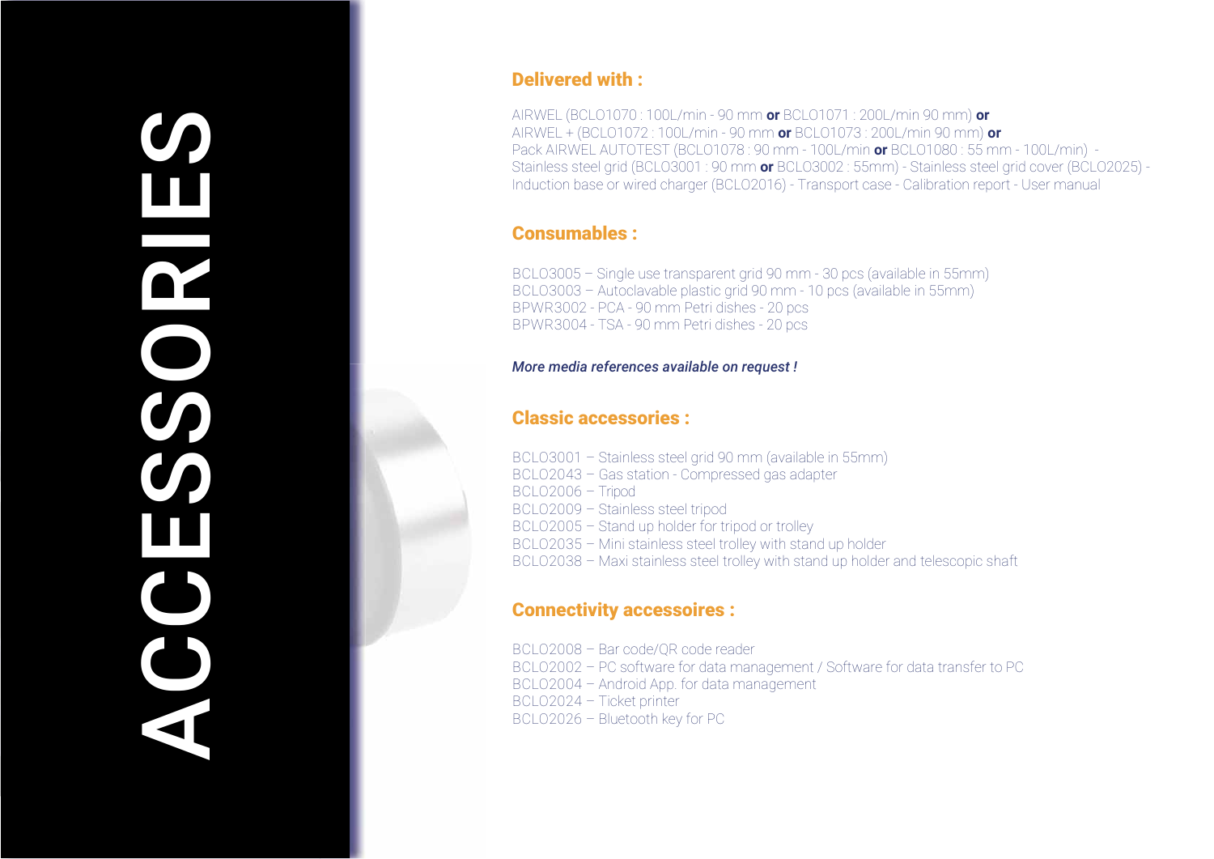# ACCESSORIES

## Delivered with :

AIRWEL (BCLO1070 : 100L/min - 90 mm **or** BCLO1071 : 200L/min 90 mm) **or** AIRWEL + (BCLO1072 : 100L/min - 90 mm **or** BCLO1073 : 200L/min 90 mm) **or** Pack AIRWEL AUTOTEST (BCLO1078 : 90 mm - 100L/min **or** BCLO1080 : 55 mm - 100L/min) - Stainless steel grid (BCLO3001 : 90 mm **or** BCLO3002 : 55mm) - Stainless steel grid cover (BCLO2025) - Induction base or wired charger (BCLO2016) - Transport case - Calibration report - User manual

## Consumables :

BCLO3005 – Single use transparent grid 90 mm - 30 pcs (available in 55mm)
BCLO3003 – Autoclavable plastic grid 90 mm - 10 pcs (available in 55mm)
BPWR3002 - PCA - 90 mm Petri dishes - 20 pcs
BPWR3004 - TSA - 90 mm Petri dishes - 20 pcs

***More media references available on request !***

## Classic accessories :

BCLO3001 – Stainless steel grid 90 mm (available in 55mm)
BCLO2043 – Gas station - Compressed gas adapter
BCLO2006 – Tripod
BCLO2009 – Stainless steel tripod
BCLO2005 – Stand up holder for tripod or trolley
BCLO2035 – Mini stainless steel trolley with stand up holder
BCLO2038 – Maxi stainless steel trolley with stand up holder and telescopic shaft

## Connectivity accessoires :

BCLO2008 – Bar code/QR code reader
BCLO2002 – PC software for data management / Software for data transfer to PC
BCLO2004 – Android App. for data management
BCLO2024 – Ticket printer
BCLO2026 – Bluetooth key for PC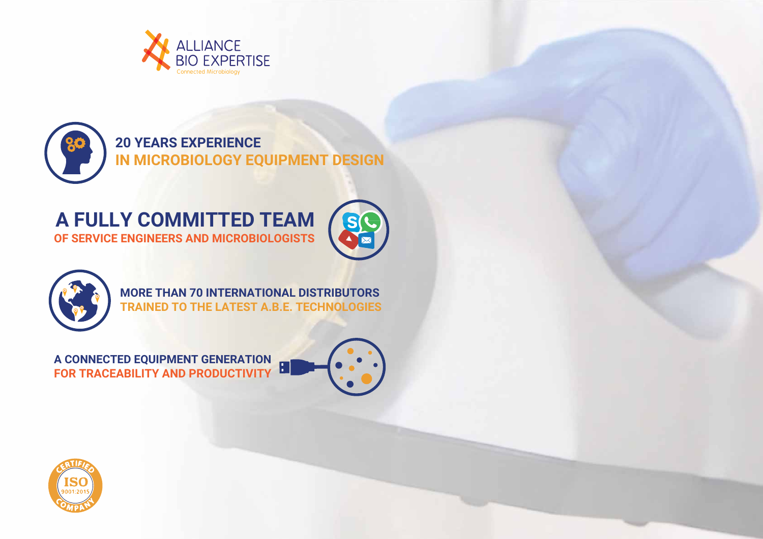ALLIANCE BIO EXPERTISE
Connected Microbiology

**20 YEARS EXPERIENCE**
**IN MICROBIOLOGY EQUIPMENT DESIGN**

## A FULLY COMMITTED TEAM
**OF SERVICE ENGINEERS AND MICROBIOLOGISTS**

**MORE THAN 70 INTERNATIONAL DISTRIBUTORS**
**TRAINED TO THE LATEST A.B.E. TECHNOLOGIES**

**A CONNECTED EQUIPMENT GENERATION**
**FOR TRACEABILITY AND PRODUCTIVITY**

CERTIFIED ISO 9001:2015 COMPANY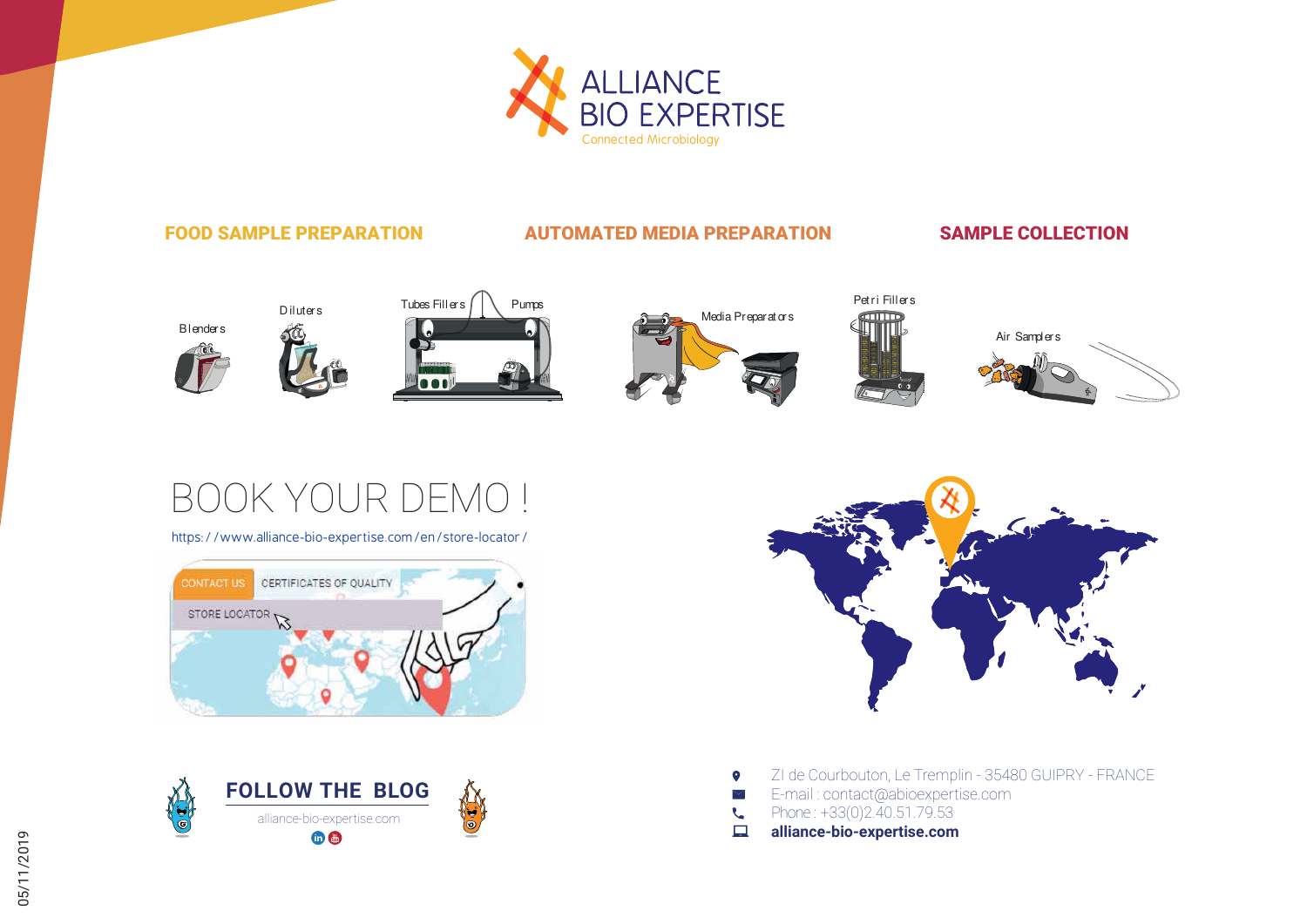ALLIANCE
BIO EXPERTISE
Connected Microbiology

## FOOD SAMPLE PREPARATION

Blenders

Diluters

Tubes Fillers

Pumps

## AUTOMATED MEDIA PREPARATION

Media Preparators

Petri Fillers

## SAMPLE COLLECTION

Air Samplers

# BOOK YOUR DEMO !

https://www.alliance-bio-expertise.com/en/store-locator/

CONTACT US CERTIFICATES OF QUALITY

STORE LOCATOR

## FOLLOW THE BLOG

alliance-bio-expertise.com

ZI de Courbouton, Le Tremplin - 35480 GUIPRY - FRANCE

E-mail : contact@abioexpertise.com

Phone : +33(0)2.40.51.79.53

**alliance-bio-expertise.com**

05/11/2019